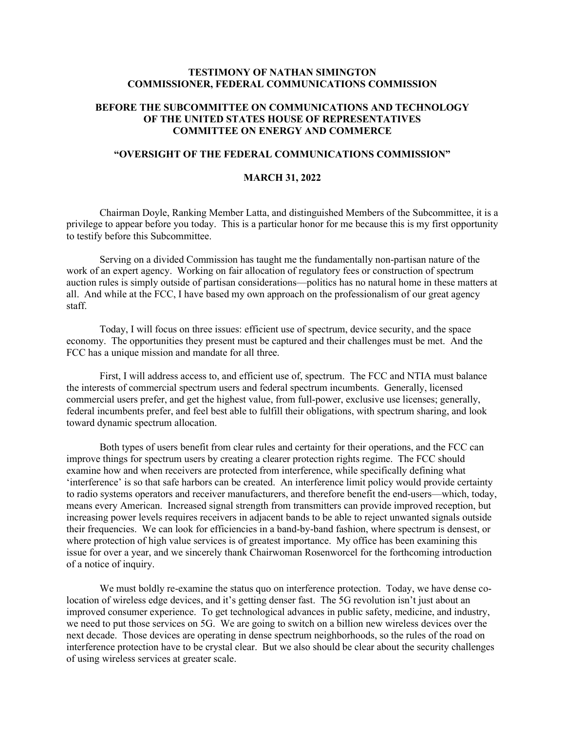**TESTIMONY OF NATHAN SIMINGTON**
**COMMISSIONER, FEDERAL COMMUNICATIONS COMMISSION**

**BEFORE THE SUBCOMMITTEE ON COMMUNICATIONS AND TECHNOLOGY**
**OF THE UNITED STATES HOUSE OF REPRESENTATIVES**
**COMMITTEE ON ENERGY AND COMMERCE**

**"OVERSIGHT OF THE FEDERAL COMMUNICATIONS COMMISSION"**

**MARCH 31, 2022**

Chairman Doyle, Ranking Member Latta, and distinguished Members of the Subcommittee, it is a privilege to appear before you today. This is a particular honor for me because this is my first opportunity to testify before this Subcommittee.

Serving on a divided Commission has taught me the fundamentally non-partisan nature of the work of an expert agency. Working on fair allocation of regulatory fees or construction of spectrum auction rules is simply outside of partisan considerations—politics has no natural home in these matters at all. And while at the FCC, I have based my own approach on the professionalism of our great agency staff.

Today, I will focus on three issues: efficient use of spectrum, device security, and the space economy. The opportunities they present must be captured and their challenges must be met. And the FCC has a unique mission and mandate for all three.

First, I will address access to, and efficient use of, spectrum. The FCC and NTIA must balance the interests of commercial spectrum users and federal spectrum incumbents. Generally, licensed commercial users prefer, and get the highest value, from full-power, exclusive use licenses; generally, federal incumbents prefer, and feel best able to fulfill their obligations, with spectrum sharing, and look toward dynamic spectrum allocation.

Both types of users benefit from clear rules and certainty for their operations, and the FCC can improve things for spectrum users by creating a clearer protection rights regime. The FCC should examine how and when receivers are protected from interference, while specifically defining what 'interference' is so that safe harbors can be created. An interference limit policy would provide certainty to radio systems operators and receiver manufacturers, and therefore benefit the end-users—which, today, means every American. Increased signal strength from transmitters can provide improved reception, but increasing power levels requires receivers in adjacent bands to be able to reject unwanted signals outside their frequencies. We can look for efficiencies in a band-by-band fashion, where spectrum is densest, or where protection of high value services is of greatest importance. My office has been examining this issue for over a year, and we sincerely thank Chairwoman Rosenworcel for the forthcoming introduction of a notice of inquiry.

We must boldly re-examine the status quo on interference protection. Today, we have dense co-location of wireless edge devices, and it's getting denser fast. The 5G revolution isn't just about an improved consumer experience. To get technological advances in public safety, medicine, and industry, we need to put those services on 5G. We are going to switch on a billion new wireless devices over the next decade. Those devices are operating in dense spectrum neighborhoods, so the rules of the road on interference protection have to be crystal clear. But we also should be clear about the security challenges of using wireless services at greater scale.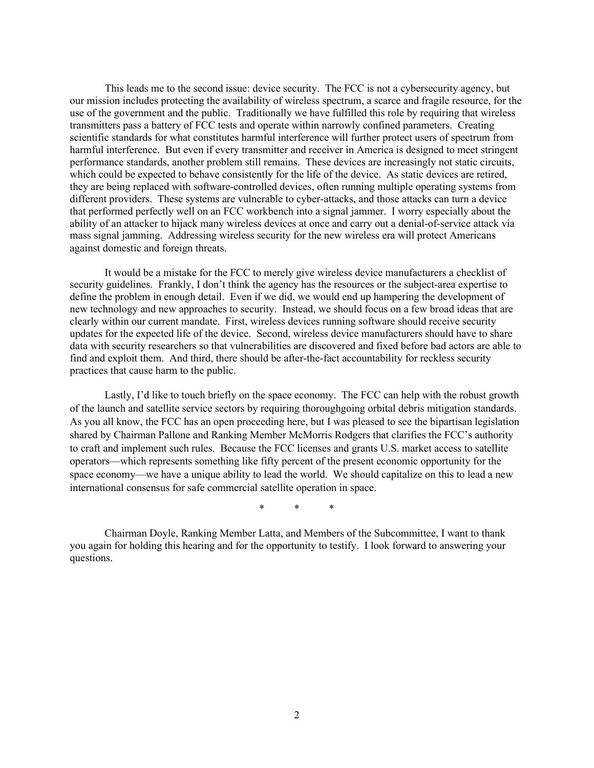This leads me to the second issue: device security. The FCC is not a cybersecurity agency, but our mission includes protecting the availability of wireless spectrum, a scarce and fragile resource, for the use of the government and the public. Traditionally we have fulfilled this role by requiring that wireless transmitters pass a battery of FCC tests and operate within narrowly confined parameters. Creating scientific standards for what constitutes harmful interference will further protect users of spectrum from harmful interference. But even if every transmitter and receiver in America is designed to meet stringent performance standards, another problem still remains. These devices are increasingly not static circuits, which could be expected to behave consistently for the life of the device. As static devices are retired, they are being replaced with software-controlled devices, often running multiple operating systems from different providers. These systems are vulnerable to cyber-attacks, and those attacks can turn a device that performed perfectly well on an FCC workbench into a signal jammer. I worry especially about the ability of an attacker to hijack many wireless devices at once and carry out a denial-of-service attack via mass signal jamming. Addressing wireless security for the new wireless era will protect Americans against domestic and foreign threats.

It would be a mistake for the FCC to merely give wireless device manufacturers a checklist of security guidelines. Frankly, I don't think the agency has the resources or the subject-area expertise to define the problem in enough detail. Even if we did, we would end up hampering the development of new technology and new approaches to security. Instead, we should focus on a few broad ideas that are clearly within our current mandate. First, wireless devices running software should receive security updates for the expected life of the device. Second, wireless device manufacturers should have to share data with security researchers so that vulnerabilities are discovered and fixed before bad actors are able to find and exploit them. And third, there should be after-the-fact accountability for reckless security practices that cause harm to the public.

Lastly, I'd like to touch briefly on the space economy. The FCC can help with the robust growth of the launch and satellite service sectors by requiring thoroughgoing orbital debris mitigation standards. As you all know, the FCC has an open proceeding here, but I was pleased to see the bipartisan legislation shared by Chairman Pallone and Ranking Member McMorris Rodgers that clarifies the FCC's authority to craft and implement such rules. Because the FCC licenses and grants U.S. market access to satellite operators—which represents something like fifty percent of the present economic opportunity for the space economy—we have a unique ability to lead the world. We should capitalize on this to lead a new international consensus for safe commercial satellite operation in space.

\* \* \*

Chairman Doyle, Ranking Member Latta, and Members of the Subcommittee, I want to thank you again for holding this hearing and for the opportunity to testify. I look forward to answering your questions.